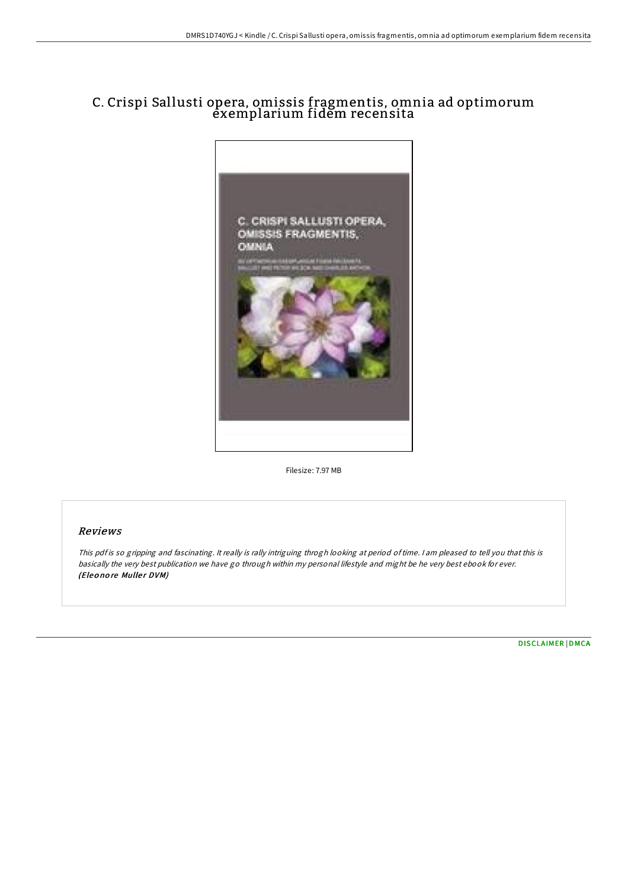# C. Crispi Sallusti opera, omissis fragmentis, omnia ad optimorum exemplarium fidem recensita

Filesize: 7.97 MB

## Reviews

*This pdf is so gripping and fascinating. It really is rally intriguing throgh looking at period of time. I am pleased to tell you that this is basically the very best publication we have go through within my personal lifestyle and might be he very best ebook for ever.*
***(Eleonore Muller DVM)***

DISCLAIMER | DMCA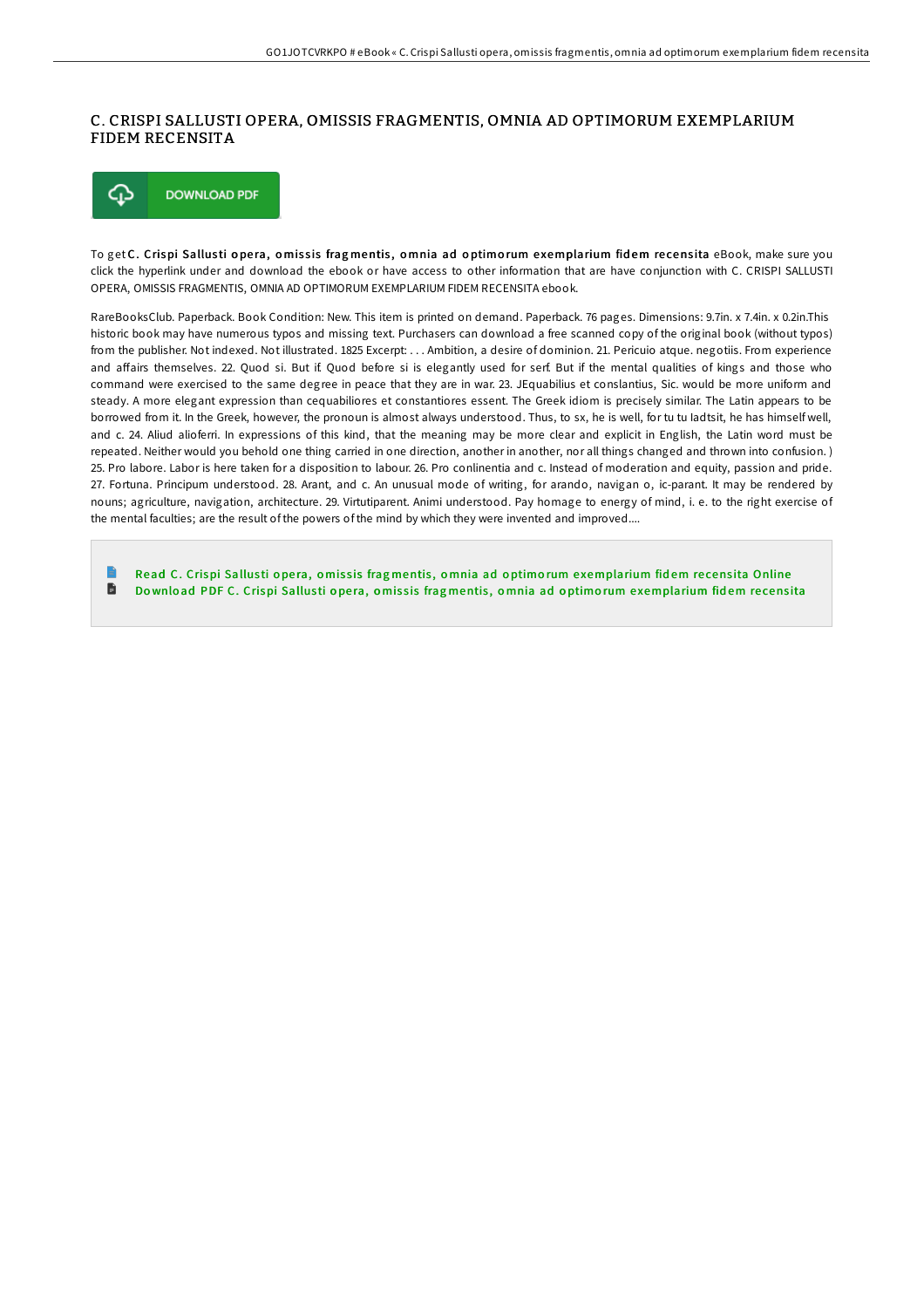# C. CRISPI SALLUSTI OPERA, OMISSIS FRAGMENTIS, OMNIA AD OPTIMORUM EXEMPLARIUM FIDEM RECENSITA

DOWNLOAD PDF

To get **C. Crispi Sallusti opera, omissis fragmentis, omnia ad optimorum exemplarium fidem recensita** eBook, make sure you click the hyperlink under and download the ebook or have access to other information that are have conjunction with C. CRISPI SALLUSTI OPERA, OMISSIS FRAGMENTIS, OMNIA AD OPTIMORUM EXEMPLARIUM FIDEM RECENSITA ebook.

RareBooksClub. Paperback. Book Condition: New. This item is printed on demand. Paperback. 76 pages. Dimensions: 9.7in. x 7.4in. x 0.2in.This historic book may have numerous typos and missing text. Purchasers can download a free scanned copy of the original book (without typos) from the publisher. Not indexed. Not illustrated. 1825 Excerpt: . . . Ambition, a desire of dominion. 21. Pericuio atque. negotiis. From experience and affairs themselves. 22. Quod si. But if. Quod before si is elegantly used for serf. But if the mental qualities of kings and those who command were exercised to the same degree in peace that they are in war. 23. JEquabilius et conslantius, Sic. would be more uniform and steady. A more elegant expression than cequabiliores et constantiores essent. The Greek idiom is precisely similar. The Latin appears to be borrowed from it. In the Greek, however, the pronoun is almost always understood. Thus, to sx, he is well, for tu tu ladtsit, he has himself well, and c. 24. Aliud alioferri. In expressions of this kind, that the meaning may be more clear and explicit in English, the Latin word must be repeated. Neither would you behold one thing carried in one direction, another in another, nor all things changed and thrown into confusion. ) 25. Pro labore. Labor is here taken for a disposition to labour. 26. Pro conlinentia and c. Instead of moderation and equity, passion and pride. 27. Fortuna. Principum understood. 28. Arant, and c. An unusual mode of writing, for arando, navigan o, ic-parant. It may be rendered by nouns; agriculture, navigation, architecture. 29. Virtutiparent. Animi understood. Pay homage to energy of mind, i. e. to the right exercise of the mental faculties; are the result of the powers of the mind by which they were invented and improved....

- Read C. Crispi Sallusti opera, omissis fragmentis, omnia ad optimorum exemplarium fidem recensita Online
- Download PDF C. Crispi Sallusti opera, omissis fragmentis, omnia ad optimorum exemplarium fidem recensita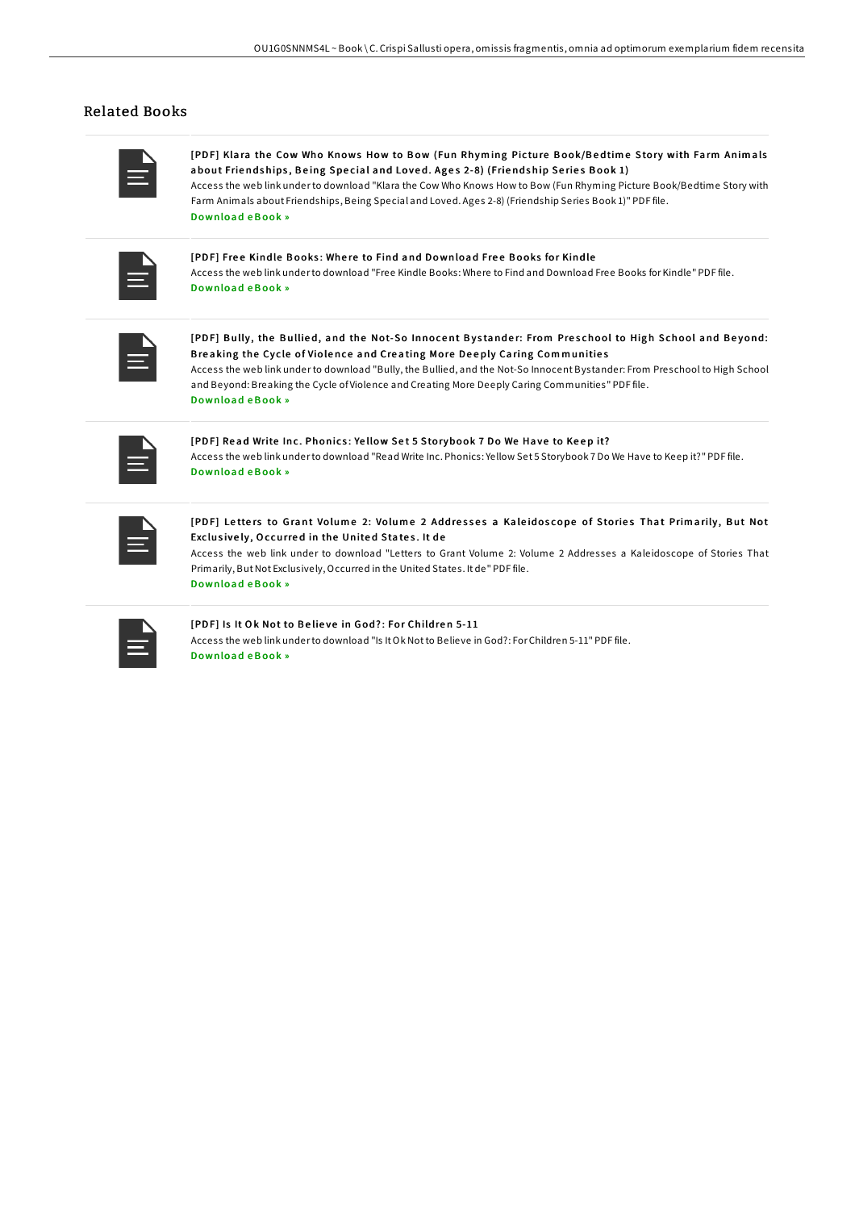## Related Books

**[PDF] Klara the Cow Who Knows How to Bow (Fun Rhyming Picture Book/Bedtime Story with Farm Animals about Friendships, Being Special and Loved. Ages 2-8) (Friendship Series Book 1)**

Access the web link under to download "Klara the Cow Who Knows How to Bow (Fun Rhyming Picture Book/Bedtime Story with Farm Animals about Friendships, Being Special and Loved. Ages 2-8) (Friendship Series Book 1)" PDF file.

Download eBook »

**[PDF] Free Kindle Books: Where to Find and Download Free Books for Kindle**

Access the web link under to download "Free Kindle Books: Where to Find and Download Free Books for Kindle" PDF file.

Download eBook »

**[PDF] Bully, the Bullied, and the Not-So Innocent Bystander: From Preschool to High School and Beyond: Breaking the Cycle of Violence and Creating More Deeply Caring Communities**

Access the web link under to download "Bully, the Bullied, and the Not-So Innocent Bystander: From Preschool to High School and Beyond: Breaking the Cycle of Violence and Creating More Deeply Caring Communities" PDF file.

Download eBook »

**[PDF] Read Write Inc. Phonics: Yellow Set 5 Storybook 7 Do We Have to Keep it?**

Access the web link under to download "Read Write Inc. Phonics: Yellow Set 5 Storybook 7 Do We Have to Keep it?" PDF file.

Download eBook »

**[PDF] Letters to Grant Volume 2: Volume 2 Addresses a Kaleidoscope of Stories That Primarily, But Not Exclusively, Occurred in the United States. It de**

Access the web link under to download "Letters to Grant Volume 2: Volume 2 Addresses a Kaleidoscope of Stories That Primarily, But Not Exclusively, Occurred in the United States. It de" PDF file.

Download eBook »

**[PDF] Is It Ok Not to Believe in God?: For Children 5-11**

Access the web link under to download "Is It Ok Not to Believe in God?: For Children 5-11" PDF file.

Download eBook »